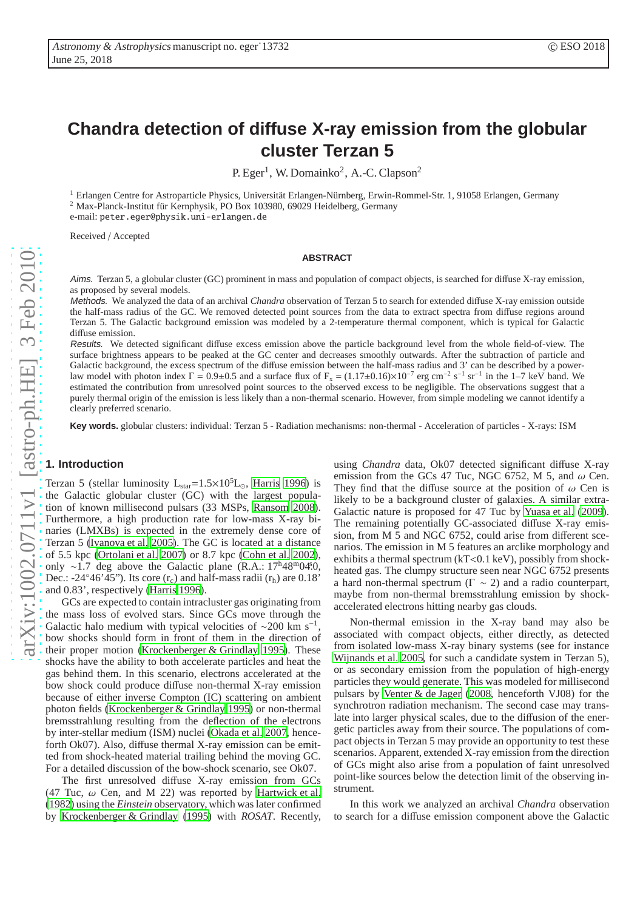# Chandra detection of diffuse X-ray emission from the globular cluster Terzan 5

P. Eger[1], W. Domainko[2], A.-C. Clapson[2]

[1] Erlangen Centre for Astroparticle Physics, Universität Erlangen-Nürnberg, Erwin-Rommel-Str. 1, 91058 Erlangen, Germany
[2] Max-Planck-Institut für Kernphysik, PO Box 103980, 69029 Heidelberg, Germany
e-mail: peter.eger@physik.uni-erlangen.de

Received / Accepted

## ABSTRACT

*Aims.* Terzan 5, a globular cluster (GC) prominent in mass and population of compact objects, is searched for diffuse X-ray emission, as proposed by several models.

*Methods.* We analyzed the data of an archival *Chandra* observation of Terzan 5 to search for extended diffuse X-ray emission outside the half-mass radius of the GC. We removed detected point sources from the data to extract spectra from diffuse regions around Terzan 5. The Galactic background emission was modeled by a 2-temperature thermal component, which is typical for Galactic diffuse emission.

*Results.* We detected significant diffuse excess emission above the particle background level from the whole field-of-view. The surface brightness appears to be peaked at the GC center and decreases smoothly outwards. After the subtraction of particle and Galactic background, the excess spectrum of the diffuse emission between the half-mass radius and 3' can be described by a power-law model with photon index $\Gamma = 0.9 \pm 0.5$ and a surface flux of $F_x = (1.17 \pm 0.16) \times 10^{-7}$ erg cm$^{-2}$ s$^{-1}$ sr$^{-1}$ in the 1–7 keV band. We estimated the contribution from unresolved point sources to the observed excess to be negligible. The observations suggest that a purely thermal origin of the emission is less likely than a non-thermal scenario. However, from simple modeling we cannot identify a clearly preferred scenario.

**Key words.** globular clusters: individual: Terzan 5 - Radiation mechanisms: non-thermal - Acceleration of particles - X-rays: ISM

## 1. Introduction

Terzan 5 (stellar luminosity $L_{star} = 1.5 \times 10^5 L_\odot$, Harris 1996) is the Galactic globular cluster (GC) with the largest population of known millisecond pulsars (33 MSPs, Ransom 2008). Furthermore, a high production rate for low-mass X-ray binaries (LMXBs) is expected in the extremely dense core of Terzan 5 (Ivanova et al. 2005). The GC is located at a distance of 5.5 kpc (Ortolani et al. 2007) or 8.7 kpc (Cohn et al. 2002), only ~1.7 deg above the Galactic plane (R.A.: $17^h48^m04^s.0$, Dec.: -24°46'45"). Its core ($r_c$) and half-mass radii ($r_h$) are 0.18' and 0.83', respectively (Harris 1996).

GCs are expected to contain intracluster gas originating from the mass loss of evolved stars. Since GCs move through the Galactic halo medium with typical velocities of ~200 km s$^{-1}$, bow shocks should form in front of them in the direction of their proper motion (Krockenberger & Grindlay 1995). These shocks have the ability to both accelerate particles and heat the gas behind them. In this scenario, electrons accelerated at the bow shock could produce diffuse non-thermal X-ray emission because of either inverse Compton (IC) scattering on ambient photon fields (Krockenberger & Grindlay 1995) or non-thermal bremsstrahlung resulting from the deflection of the electrons by inter-stellar medium (ISM) nuclei (Okada et al. 2007, henceforth Ok07). Also, diffuse thermal X-ray emission can be emitted from shock-heated material trailing behind the moving GC. For a detailed discussion of the bow-shock scenario, see Ok07.

The first unresolved diffuse X-ray emission from GCs (47 Tuc, $\omega$ Cen, and M 22) was reported by Hartwick et al. (1982) using the *Einstein* observatory, which was later confirmed by Krockenberger & Grindlay (1995) with *ROSAT*. Recently, using *Chandra* data, Ok07 detected significant diffuse X-ray emission from the GCs 47 Tuc, NGC 6752, M 5, and $\omega$ Cen. They find that the diffuse source at the position of $\omega$ Cen is likely to be a background cluster of galaxies. A similar extra-Galactic nature is proposed for 47 Tuc by Yuasa et al. (2009). The remaining potentially GC-associated diffuse X-ray emission, from M 5 and NGC 6752, could arise from different scenarios. The emission in M 5 features an arclike morphology and exhibits a thermal spectrum (kT<0.1 keV), possibly from shock-heated gas. The clumpy structure seen near NGC 6752 presents a hard non-thermal spectrum ($\Gamma \sim 2$) and a radio counterpart, maybe from non-thermal bremsstrahlung emission by shock-accelerated electrons hitting nearby gas clouds.

Non-thermal emission in the X-ray band may also be associated with compact objects, either directly, as detected from isolated low-mass X-ray binary systems (see for instance Wijnands et al. 2005, for such a candidate system in Terzan 5), or as secondary emission from the population of high-energy particles they would generate. This was modeled for millisecond pulsars by Venter & de Jager (2008, henceforth VJ08) for the synchrotron radiation mechanism. The second case may translate into larger physical scales, due to the diffusion of the energetic particles away from their source. The populations of compact objects in Terzan 5 may provide an opportunity to test these scenarios. Apparent, extended X-ray emission from the direction of GCs might also arise from a population of faint unresolved point-like sources below the detection limit of the observing instrument.

In this work we analyzed an archival *Chandra* observation to search for a diffuse emission component above the Galactic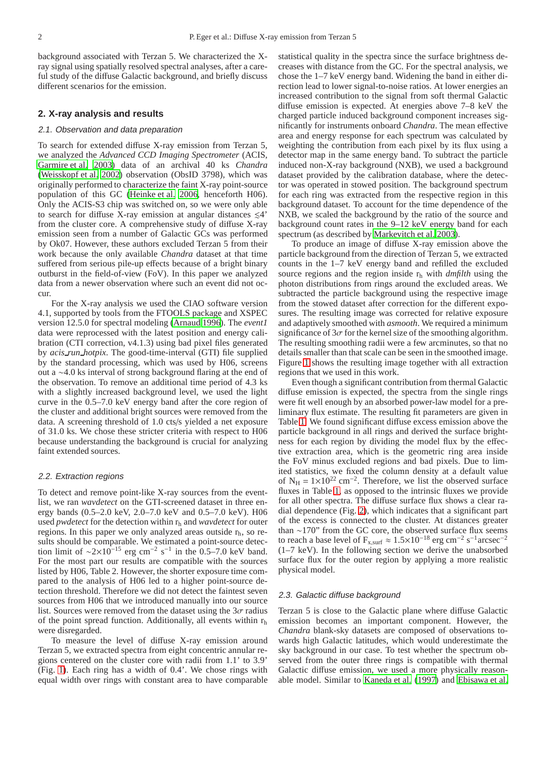background associated with Terzan 5. We characterized the X-ray signal using spatially resolved spectral analyses, after a careful study of the diffuse Galactic background, and briefly discuss different scenarios for the emission.

## 2. X-ray analysis and results

### 2.1. Observation and data preparation

To search for extended diffuse X-ray emission from Terzan 5, we analyzed the *Advanced CCD Imaging Spectrometer* (ACIS, Garmire et al. 2003) data of an archival 40 ks *Chandra* (Weisskopf et al. 2002) observation (ObsID 3798), which was originally performed to characterize the faint X-ray point-source population of this GC (Heinke et al. 2006, henceforth H06). Only the ACIS-S3 chip was switched on, so we were only able to search for diffuse X-ray emission at angular distances ≲4' from the cluster core. A comprehensive study of diffuse X-ray emission seen from a number of Galactic GCs was performed by Ok07. However, these authors excluded Terzan 5 from their work because the only available *Chandra* dataset at that time suffered from serious pile-up effects because of a bright binary outburst in the field-of-view (FoV). In this paper we analyzed data from a newer observation where such an event did not occur.

For the X-ray analysis we used the CIAO software version 4.1, supported by tools from the FTOOLS package and XSPEC version 12.5.0 for spectral modeling (Arnaud 1996). The *event1* data were reprocessed with the latest position and energy calibration (CTI correction, v4.1.3) using bad pixel files generated by *acis_run_hotpix*. The good-time-interval (GTI) file supplied by the standard processing, which was used by H06, screens out a ∼4.0 ks interval of strong background flaring at the end of the observation. To remove an additional time period of 4.3 ks with a slightly increased background level, we used the light curve in the 0.5–7.0 keV energy band after the core region of the cluster and additional bright sources were removed from the data. A screening threshold of 1.0 cts/s yielded a net exposure of 31.0 ks. We chose these stricter criteria with respect to H06 because understanding the background is crucial for analyzing faint extended sources.

### 2.2. Extraction regions

To detect and remove point-like X-ray sources from the eventlist, we ran *wavdetect* on the GTI-screened dataset in three energy bands (0.5–2.0 keV, 2.0–7.0 keV and 0.5–7.0 keV). H06 used *pwdetect* for the detection within $r_h$ and *wavdetect* for outer regions. In this paper we only analyzed areas outside $r_h$, so results should be comparable. We estimated a point-source detection limit of $\sim 2\times10^{-15}$ erg cm$^{-2}$ s$^{-1}$ in the 0.5–7.0 keV band. For the most part our results are compatible with the sources listed by H06, Table 2. However, the shorter exposure time compared to the analysis of H06 led to a higher point-source detection threshold. Therefore we did not detect the faintest seven sources from H06 that we introduced manually into our source list. Sources were removed from the dataset using the $3\sigma$ radius of the point spread function. Additionally, all events within $r_h$ were disregarded.

To measure the level of diffuse X-ray emission around Terzan 5, we extracted spectra from eight concentric annular regions centered on the cluster core with radii from 1.1' to 3.9' (Fig. 1). Each ring has a width of 0.4'. We chose rings with equal width over rings with constant area to have comparable statistical quality in the spectra since the surface brightness decreases with distance from the GC. For the spectral analysis, we chose the 1–7 keV energy band. Widening the band in either direction lead to lower signal-to-noise ratios. At lower energies an increased contribution to the signal from soft thermal Galactic diffuse emission is expected. At energies above 7–8 keV the charged particle induced background component increases significantly for instruments onboard *Chandra*. The mean effective area and energy response for each spectrum was calculated by weighting the contribution from each pixel by its flux using a detector map in the same energy band. To subtract the particle induced non-X-ray background (NXB), we used a background dataset provided by the calibration database, where the detector was operated in stowed position. The background spectrum for each ring was extracted from the respective region in this background dataset. To account for the time dependence of the NXB, we scaled the background by the ratio of the source and background count rates in the 9–12 keV energy band for each spectrum (as described by Markevitch et al. 2003).

To produce an image of diffuse X-ray emission above the particle background from the direction of Terzan 5, we extracted counts in the 1–7 keV energy band and refilled the excluded source regions and the region inside $r_h$ with *dmfilth* using the photon distributions from rings around the excluded areas. We subtracted the particle background using the respective image from the stowed dataset after correction for the different exposures. The resulting image was corrected for relative exposure and adaptively smoothed with *asmooth*. We required a minimum significance of $3\sigma$ for the kernel size of the smoothing algorithm. The resulting smoothing radii were a few arcminutes, so that no details smaller than that scale can be seen in the smoothed image. Figure 1 shows the resulting image together with all extraction regions that we used in this work.

Even though a significant contribution from thermal Galactic diffuse emission is expected, the spectra from the single rings were fit well enough by an absorbed power-law model for a preliminary flux estimate. The resulting fit parameters are given in Table 1. We found significant diffuse excess emission above the particle background in all rings and derived the surface brightness for each region by dividing the model flux by the effective extraction area, which is the geometric ring area inside the FoV minus excluded regions and bad pixels. Due to limited statistics, we fixed the column density at a default value of $N_H = 1\times10^{22}$ cm$^{-2}$. Therefore, we list the observed surface fluxes in Table 1, as opposed to the intrinsic fluxes we provide for all other spectra. The diffuse surface flux shows a clear radial dependence (Fig. 2), which indicates that a significant part of the excess is connected to the cluster. At distances greater than ∼170" from the GC core, the observed surface flux seems to reach a base level of $F_{x,surf} \approx 1.5\times10^{-18}$ erg cm$^{-2}$ s$^{-1}$arcsec$^{-2}$ (1–7 keV). In the following section we derive the unabsorbed surface flux for the outer region by applying a more realistic physical model.

### 2.3. Galactic diffuse background

Terzan 5 is close to the Galactic plane where diffuse Galactic emission becomes an important component. However, the *Chandra* blank-sky datasets are composed of observations towards high Galactic latitudes, which would underestimate the sky background in our case. To test whether the spectrum observed from the outer three rings is compatible with thermal Galactic diffuse emission, we used a more physically reasonable model. Similar to Kaneda et al. (1997) and Ebisawa et al.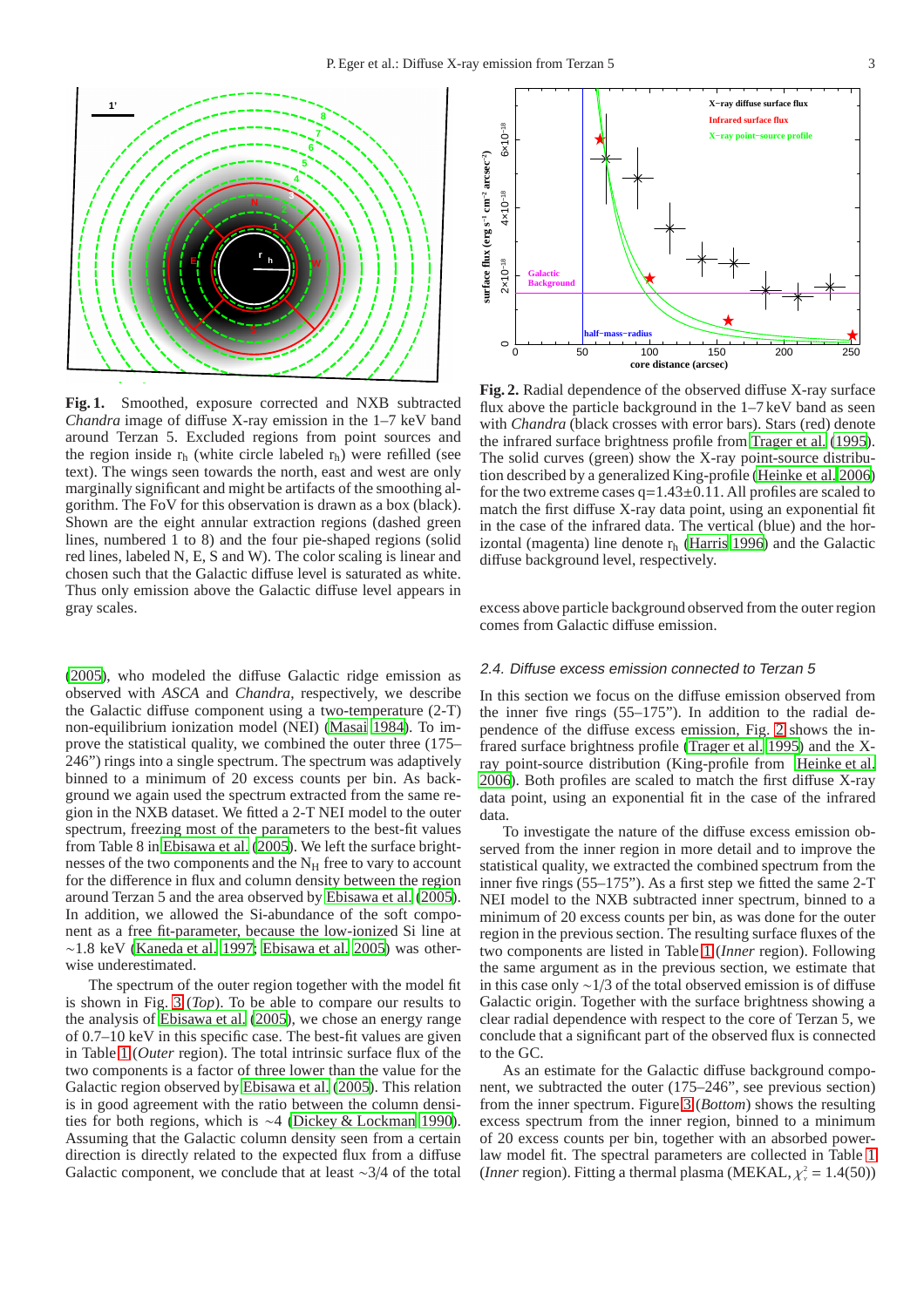**Fig. 1.** Smoothed, exposure corrected and NXB subtracted *Chandra* image of diffuse X-ray emission in the 1–7 keV band around Terzan 5. Excluded regions from point sources and the region inside $r_h$ (white circle labeled $r_h$) were refilled (see text). The wings seen towards the north, east and west are only marginally significant and might be artifacts of the smoothing algorithm. The FoV for this observation is drawn as a box (black). Shown are the eight annular extraction regions (dashed green lines, numbered 1 to 8) and the four pie-shaped regions (solid red lines, labeled N, E, S and W). The color scaling is linear and chosen such that the Galactic diffuse level is saturated as white. Thus only emission above the Galactic diffuse level appears in gray scales.

**Fig. 2.** Radial dependence of the observed diffuse X-ray surface flux above the particle background in the 1–7 keV band as seen with *Chandra* (black crosses with error bars). Stars (red) denote the infrared surface brightness profile from Trager et al. (1995). The solid curves (green) show the X-ray point-source distribution described by a generalized King-profile (Heinke et al. 2006) for the two extreme cases q=1.43±0.11. All profiles are scaled to match the first diffuse X-ray data point, using an exponential fit in the case of the infrared data. The vertical (blue) and the horizontal (magenta) line denote $r_h$ (Harris 1996) and the Galactic diffuse background level, respectively.

(2005), who modeled the diffuse Galactic ridge emission as observed with *ASCA* and *Chandra*, respectively, we describe the Galactic diffuse component using a two-temperature (2-T) non-equilibrium ionization model (NEI) (Masai 1984). To improve the statistical quality, we combined the outer three (175–246") rings into a single spectrum. The spectrum was adaptively binned to a minimum of 20 excess counts per bin. As background we again used the spectrum extracted from the same region in the NXB dataset. We fitted a 2-T NEI model to the outer spectrum, freezing most of the parameters to the best-fit values from Table 8 in Ebisawa et al. (2005). We left the surface brightnesses of the two components and the $N_H$ free to vary to account for the difference in flux and column density between the region around Terzan 5 and the area observed by Ebisawa et al. (2005). In addition, we allowed the Si-abundance of the soft component as a free fit-parameter, because the low-ionized Si line at ~1.8 keV (Kaneda et al. 1997; Ebisawa et al. 2005) was otherwise underestimated.

The spectrum of the outer region together with the model fit is shown in Fig. 3 (*Top*). To be able to compare our results to the analysis of Ebisawa et al. (2005), we chose an energy range of 0.7–10 keV in this specific case. The best-fit values are given in Table 1 (*Outer* region). The total intrinsic surface flux of the two components is a factor of three lower than the value for the Galactic region observed by Ebisawa et al. (2005). This relation is in good agreement with the ratio between the column densities for both regions, which is ~4 (Dickey & Lockman 1990). Assuming that the Galactic column density seen from a certain direction is directly related to the expected flux from a diffuse Galactic component, we conclude that at least ~3/4 of the total excess above particle background observed from the outer region comes from Galactic diffuse emission.

### 2.4. Diffuse excess emission connected to Terzan 5

In this section we focus on the diffuse emission observed from the inner five rings (55–175"). In addition to the radial dependence of the diffuse excess emission, Fig. 2 shows the infrared surface brightness profile (Trager et al. 1995) and the X-ray point-source distribution (King-profile from Heinke et al. 2006). Both profiles are scaled to match the first diffuse X-ray data point, using an exponential fit in the case of the infrared data.

To investigate the nature of the diffuse excess emission observed from the inner region in more detail and to improve the statistical quality, we extracted the combined spectrum from the inner five rings (55–175"). As a first step we fitted the same 2-T NEI model to the NXB subtracted inner spectrum, binned to a minimum of 20 excess counts per bin, as was done for the outer region in the previous section. The resulting surface fluxes of the two components are listed in Table 1 (*Inner* region). Following the same argument as in the previous section, we estimate that in this case only ~1/3 of the total observed emission is of diffuse Galactic origin. Together with the surface brightness showing a clear radial dependence with respect to the core of Terzan 5, we conclude that a significant part of the observed flux is connected to the GC.

As an estimate for the Galactic diffuse background component, we subtracted the outer (175–246", see previous section) from the inner spectrum. Figure 3 (*Bottom*) shows the resulting excess spectrum from the inner region, binned to a minimum of 20 excess counts per bin, together with an absorbed power-law model fit. The spectral parameters are collected in Table 1 (*Inner* region). Fitting a thermal plasma (MEKAL, $\chi^2_\nu = 1.4(50)$)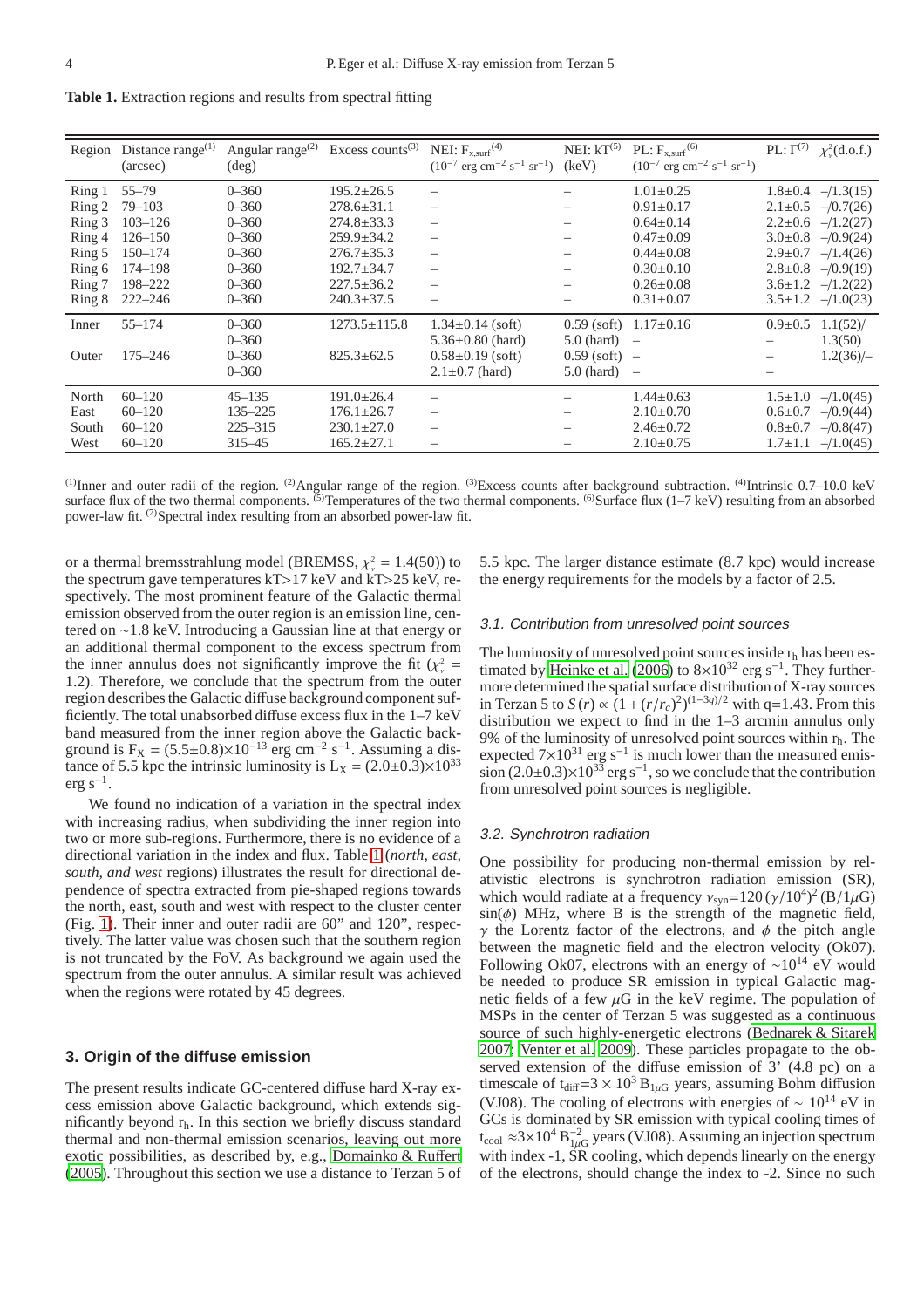**Table 1.** Extraction regions and results from spectral fitting

| Region | Distance range[(1)] (arcsec) | Angular range[(2)] (deg) | Excess counts[(3)] | NEI: $F_{x,surf}$[(4)] ($10^{-7}$ erg cm$^{-2}$ s$^{-1}$ sr$^{-1}$) | NEI: kT[(5)] (keV) | PL: $F_{x,surf}$[(6)] ($10^{-7}$ erg cm$^{-2}$ s$^{-1}$ sr$^{-1}$) | PL: Γ[(7)] | $\chi^2_\nu$(d.o.f.) |
|---|---|---|---|---|---|---|---|---|
| Ring 1 | 55–79 | 0–360 | 195.2±26.5 | – | – | 1.01±0.25 | 1.8±0.4 | –/1.3(15) |
| Ring 2 | 79–103 | 0–360 | 278.6±31.1 | – | – | 0.91±0.17 | 2.1±0.5 | –/0.7(26) |
| Ring 3 | 103–126 | 0–360 | 274.8±33.3 | – | – | 0.64±0.14 | 2.2±0.6 | –/1.2(27) |
| Ring 4 | 126–150 | 0–360 | 259.9±34.2 | – | – | 0.47±0.09 | 3.0±0.8 | –/0.9(24) |
| Ring 5 | 150–174 | 0–360 | 276.7±35.3 | – | – | 0.44±0.08 | 2.9±0.7 | –/1.4(26) |
| Ring 6 | 174–198 | 0–360 | 192.7±34.7 | – | – | 0.30±0.10 | 2.8±0.8 | –/0.9(19) |
| Ring 7 | 198–222 | 0–360 | 227.5±36.2 | – | – | 0.26±0.08 | 3.6±1.2 | –/1.2(22) |
| Ring 8 | 222–246 | 0–360 | 240.3±37.5 | – | – | 0.31±0.07 | 3.5±1.2 | –/1.0(23) |
| Inner | 55–174 | 0–360 | 1273.5±115.8 | 1.34±0.14 (soft) | 0.59 (soft) | 1.17±0.16 | 0.9±0.5 | 1.1(52)/ |
| | | 0–360 | | 5.36±0.80 (hard) | 5.0 (hard) | – | – | 1.3(50) |
| Outer | 175–246 | 0–360 | 825.3±62.5 | 0.58±0.19 (soft) | 0.59 (soft) | – | – | 1.2(36)/– |
| | | 0–360 | | 2.1±0.7 (hard) | 5.0 (hard) | – | – | |
| North | 60–120 | 45–135 | 191.0±26.4 | – | – | 1.44±0.63 | 1.5±1.0 | –/1.0(45) |
| East | 60–120 | 135–225 | 176.1±26.7 | – | – | 2.10±0.70 | 0.6±0.7 | –/0.9(44) |
| South | 60–120 | 225–315 | 230.1±27.0 | – | – | 2.46±0.72 | 0.8±0.7 | –/0.8(47) |
| West | 60–120 | 315–45 | 165.2±27.1 | – | – | 2.10±0.75 | 1.7±1.1 | –/1.0(45) |

[(1)]Inner and outer radii of the region. [(2)]Angular range of the region. [(3)]Excess counts after background subtraction. [(4)]Intrinsic 0.7–10.0 keV surface flux of the two thermal components. [(5)]Temperatures of the two thermal components. [(6)]Surface flux (1–7 keV) resulting from an absorbed power-law fit. [(7)]Spectral index resulting from an absorbed power-law fit.

or a thermal bremsstrahlung model (BREMSS, $\chi^2_\nu = 1.4(50)$) to the spectrum gave temperatures kT>17 keV and kT>25 keV, respectively. The most prominent feature of the Galactic thermal emission observed from the outer region is an emission line, centered on ∼1.8 keV. Introducing a Gaussian line at that energy or an additional thermal component to the excess spectrum from the inner annulus does not significantly improve the fit ($\chi^2_\nu$ = 1.2). Therefore, we conclude that the spectrum from the outer region describes the Galactic diffuse background component sufficiently. The total unabsorbed diffuse excess flux in the 1–7 keV band measured from the inner region above the Galactic background is $F_X = (5.5\pm0.8)\times10^{-13}$ erg cm$^{-2}$ s$^{-1}$. Assuming a distance of 5.5 kpc the intrinsic luminosity is $L_X = (2.0\pm0.3)\times10^{33}$ erg s$^{-1}$.

We found no indication of a variation in the spectral index with increasing radius, when subdividing the inner region into two or more sub-regions. Furthermore, there is no evidence of a directional variation in the index and flux. Table 1 (*north, east, south, and west* regions) illustrates the result for directional dependence of spectra extracted from pie-shaped regions towards the north, east, south and west with respect to the cluster center (Fig. 1). Their inner and outer radii are 60" and 120", respectively. The latter value was chosen such that the southern region is not truncated by the FoV. As background we again used the spectrum from the outer annulus. A similar result was achieved when the regions were rotated by 45 degrees.

## 3. Origin of the diffuse emission

The present results indicate GC-centered diffuse hard X-ray excess emission above Galactic background, which extends significantly beyond $r_h$. In this section we briefly discuss standard thermal and non-thermal emission scenarios, leaving out more exotic possibilities, as described by, e.g., Domainko & Ruffert (2005). Throughout this section we use a distance to Terzan 5 of 5.5 kpc. The larger distance estimate (8.7 kpc) would increase the energy requirements for the models by a factor of 2.5.

### 3.1. Contribution from unresolved point sources

The luminosity of unresolved point sources inside $r_h$ has been estimated by Heinke et al. (2006) to $8\times10^{32}$ erg s$^{-1}$. They furthermore determined the spatial surface distribution of X-ray sources in Terzan 5 to $S(r) \propto (1 + (r/r_c)^2)^{(1-3q)/2}$ with q=1.43. From this distribution we expect to find in the 1–3 arcmin annulus only 9% of the luminosity of unresolved point sources within $r_h$. The expected $7\times10^{31}$ erg s$^{-1}$ is much lower than the measured emission $(2.0\pm0.3)\times10^{33}$ erg s$^{-1}$, so we conclude that the contribution from unresolved point sources is negligible.

### 3.2. Synchrotron radiation

One possibility for producing non-thermal emission by relativistic electrons is synchrotron radiation emission (SR), which would radiate at a frequency $\nu_{syn}=120\,(\gamma/10^4)^2\,(B/1\mu G)\,\sin(\phi)$ MHz, where B is the strength of the magnetic field, $\gamma$ the Lorentz factor of the electrons, and $\phi$ the pitch angle between the magnetic field and the electron velocity (Ok07). Following Ok07, electrons with an energy of $\sim10^{14}$ eV would be needed to produce SR emission in typical Galactic magnetic fields of a few $\mu$G in the keV regime. The population of MSPs in the center of Terzan 5 was suggested as a continuous source of such highly-energetic electrons (Bednarek & Sitarek 2007; Venter et al. 2009). These particles propagate to the observed extension of the diffuse emission of 3' (4.8 pc) on a timescale of $t_{diff}=3\times10^3\,B_{1\mu G}$ years, assuming Bohm diffusion (VJ08). The cooling of electrons with energies of $\sim10^{14}$ eV in GCs is dominated by SR emission with typical cooling times of $t_{cool} \approx 3\times10^4\,B^{-2}_{1\mu G}$ years (VJ08). Assuming an injection spectrum with index -1, SR cooling, which depends linearly on the energy of the electrons, should change the index to -2. Since no such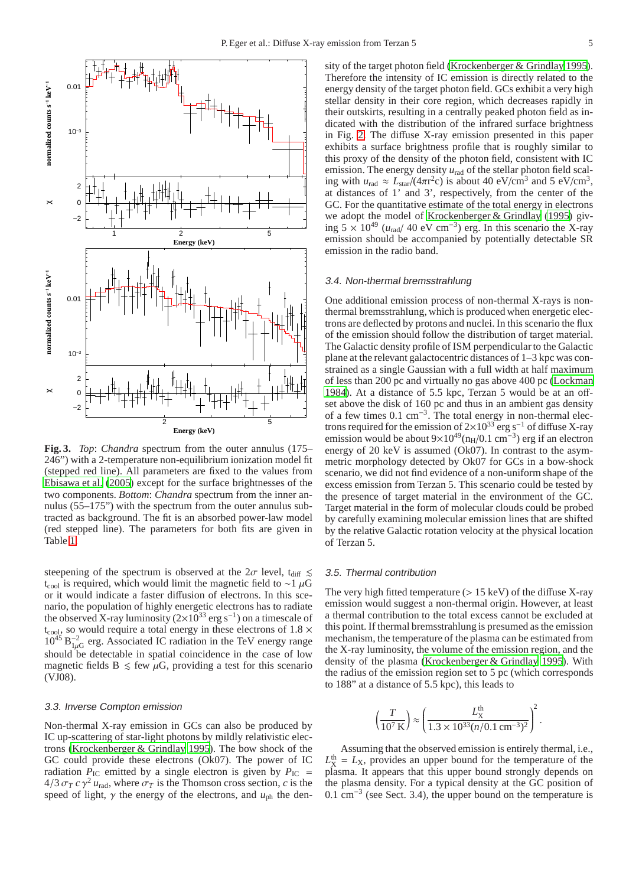**Fig. 3.** *Top*: *Chandra* spectrum from the outer annulus (175–246") with a 2-temperature non-equilibrium ionization model fit (stepped red line). All parameters are fixed to the values from Ebisawa et al. (2005) except for the surface brightnesses of the two components. *Bottom*: *Chandra* spectrum from the inner annulus (55–175") with the spectrum from the outer annulus subtracted as background. The fit is an absorbed power-law model (red stepped line). The parameters for both fits are given in Table 1.

steepening of the spectrum is observed at the $2\sigma$ level, $t_{\rm diff} \lesssim t_{\rm cool}$ is required, which would limit the magnetic field to $\sim 1\,\mu$G or it would indicate a faster diffusion of electrons. In this scenario, the population of highly energetic electrons has to radiate the observed X-ray luminosity ($2\times10^{33}$ erg s$^{-1}$) on a timescale of $t_{\rm cool}$, so would require a total energy in these electrons of $1.8\times10^{45}\,B_{1\mu{\rm G}}^{-2}$ erg. Associated IC radiation in the TeV energy range should be detectable in spatial coincidence in the case of low magnetic fields B $\lesssim$ few $\mu$G, providing a test for this scenario (VJ08).

### 3.3. Inverse Compton emission

Non-thermal X-ray emission in GCs can also be produced by IC up-scattering of star-light photons by mildly relativistic electrons (Krockenberger & Grindlay 1995). The bow shock of the GC could provide these electrons (Ok07). The power of IC radiation $P_{\rm IC}$ emitted by a single electron is given by $P_{\rm IC} = 4/3\,\sigma_T\,c\,\gamma^2\,u_{\rm rad}$, where $\sigma_T$ is the Thomson cross section, $c$ is the speed of light, $\gamma$ the energy of the electrons, and $u_{\rm ph}$ the density of the target photon field (Krockenberger & Grindlay 1995). Therefore the intensity of IC emission is directly related to the energy density of the target photon field. GCs exhibit a very high stellar density in their core region, which decreases rapidly in their outskirts, resulting in a centrally peaked photon field as indicated with the distribution of the infrared surface brightness in Fig. 2. The diffuse X-ray emission presented in this paper exhibits a surface brightness profile that is roughly similar to this proxy of the density of the photon field, consistent with IC emission. The energy density $u_{\rm rad}$ of the stellar photon field scaling with $u_{\rm rad} \approx L_{\rm star}/(4\pi r^2 c)$ is about 40 eV/cm$^3$ and 5 eV/cm$^3$, at distances of 1' and 3', respectively, from the center of the GC. For the quantitative estimate of the total energy in electrons we adopt the model of Krockenberger & Grindlay (1995) giving $5\times10^{49}$ ($u_{\rm rad}$/ 40 eV cm$^{-3}$) erg. In this scenario the X-ray emission should be accompanied by potentially detectable SR emission in the radio band.

### 3.4. Non-thermal bremsstrahlung

One additional emission process of non-thermal X-rays is non-thermal bremsstrahlung, which is produced when energetic electrons are deflected by protons and nuclei. In this scenario the flux of the emission should follow the distribution of target material. The Galactic density profile of ISM perpendicular to the Galactic plane at the relevant galactocentric distances of 1–3 kpc was constrained as a single Gaussian with a full width at half maximum of less than 200 pc and virtually no gas above 400 pc (Lockman 1984). At a distance of 5.5 kpc, Terzan 5 would be at an offset above the disk of 160 pc and thus in an ambient gas density of a few times 0.1 cm$^{-3}$. The total energy in non-thermal electrons required for the emission of $2\times10^{33}$ erg s$^{-1}$ of diffuse X-ray emission would be about $9\times10^{49}$($n_{\rm H}$/0.1 cm$^{-3}$) erg if an electron energy of 20 keV is assumed (Ok07). In contrast to the asymmetric morphology detected by Ok07 for GCs in a bow-shock scenario, we did not find evidence of a non-uniform shape of the excess emission from Terzan 5. This scenario could be tested by the presence of target material in the environment of the GC. Target material in the form of molecular clouds could be probed by carefully examining molecular emission lines that are shifted by the relative Galactic rotation velocity at the physical location of Terzan 5.

### 3.5. Thermal contribution

The very high fitted temperature (> 15 keV) of the diffuse X-ray emission would suggest a non-thermal origin. However, at least a thermal contribution to the total excess cannot be excluded at this point. If thermal bremsstrahlung is presumed as the emission mechanism, the temperature of the plasma can be estimated from the X-ray luminosity, the volume of the emission region, and the density of the plasma (Krockenberger & Grindlay 1995). With the radius of the emission region set to 5 pc (which corresponds to 188" at a distance of 5.5 kpc), this leads to

$$\left(\frac{T}{10^7\,{\rm K}}\right) \approx \left(\frac{L_{\rm X}^{\rm th}}{1.3\times10^{33}(n/0.1\,{\rm cm}^{-3})^2}\right)^2.$$

Assuming that the observed emission is entirely thermal, i.e., $L_{\rm X}^{\rm th} = L_{\rm X}$, provides an upper bound for the temperature of the plasma. It appears that this upper bound strongly depends on the plasma density. For a typical density at the GC position of 0.1 cm$^{-3}$ (see Sect. 3.4), the upper bound on the temperature is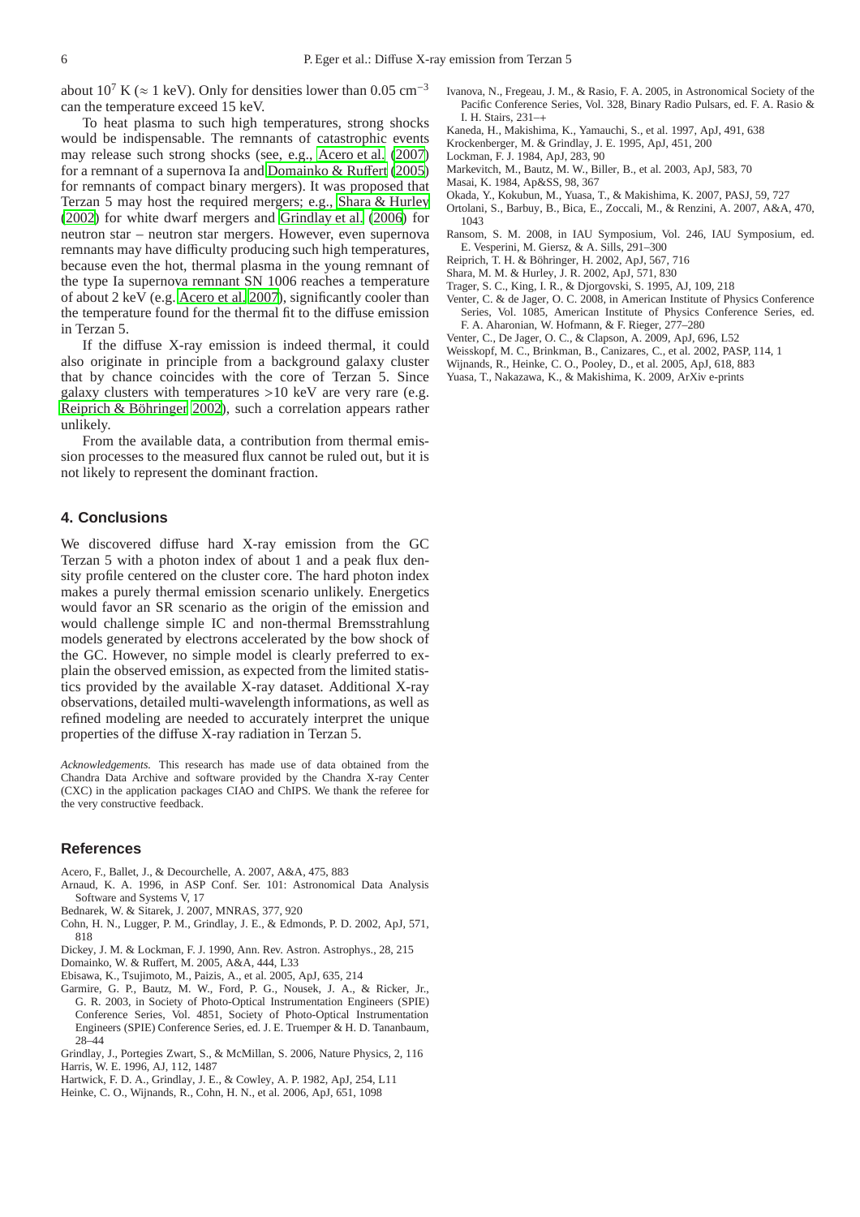about $10^7$ K ($\approx$ 1 keV). Only for densities lower than 0.05 cm$^{-3}$ can the temperature exceed 15 keV.

To heat plasma to such high temperatures, strong shocks would be indispensable. The remnants of catastrophic events may release such strong shocks (see, e.g., Acero et al. (2007) for a remnant of a supernova Ia and Domainko & Ruffert (2005) for remnants of compact binary mergers). It was proposed that Terzan 5 may host the required mergers; e.g., Shara & Hurley (2002) for white dwarf mergers and Grindlay et al. (2006) for neutron star – neutron star mergers. However, even supernova remnants may have difficulty producing such high temperatures, because even the hot, thermal plasma in the young remnant of the type Ia supernova remnant SN 1006 reaches a temperature of about 2 keV (e.g. Acero et al. 2007), significantly cooler than the temperature found for the thermal fit to the diffuse emission in Terzan 5.

If the diffuse X-ray emission is indeed thermal, it could also originate in principle from a background galaxy cluster that by chance coincides with the core of Terzan 5. Since galaxy clusters with temperatures >10 keV are very rare (e.g. Reiprich & Böhringer 2002), such a correlation appears rather unlikely.

From the available data, a contribution from thermal emission processes to the measured flux cannot be ruled out, but it is not likely to represent the dominant fraction.

## 4. Conclusions

We discovered diffuse hard X-ray emission from the GC Terzan 5 with a photon index of about 1 and a peak flux density profile centered on the cluster core. The hard photon index makes a purely thermal emission scenario unlikely. Energetics would favor an SR scenario as the origin of the emission and would challenge simple IC and non-thermal Bremsstrahlung models generated by electrons accelerated by the bow shock of the GC. However, no simple model is clearly preferred to explain the observed emission, as expected from the limited statistics provided by the available X-ray dataset. Additional X-ray observations, detailed multi-wavelength informations, as well as refined modeling are needed to accurately interpret the unique properties of the diffuse X-ray radiation in Terzan 5.

*Acknowledgements.* This research has made use of data obtained from the Chandra Data Archive and software provided by the Chandra X-ray Center (CXC) in the application packages CIAO and ChIPS. We thank the referee for the very constructive feedback.

## References

Acero, F., Ballet, J., & Decourchelle, A. 2007, A&A, 475, 883
Arnaud, K. A. 1996, in ASP Conf. Ser. 101: Astronomical Data Analysis Software and Systems V, 17
Bednarek, W. & Sitarek, J. 2007, MNRAS, 377, 920
Cohn, H. N., Lugger, P. M., Grindlay, J. E., & Edmonds, P. D. 2002, ApJ, 571, 818
Dickey, J. M. & Lockman, F. J. 1990, Ann. Rev. Astron. Astrophys., 28, 215
Domainko, W. & Ruffert, M. 2005, A&A, 444, L33
Ebisawa, K., Tsujimoto, M., Paizis, A., et al. 2005, ApJ, 635, 214
Garmire, G. P., Bautz, M. W., Ford, P. G., Nousek, J. A., & Ricker, Jr., G. R. 2003, in Society of Photo-Optical Instrumentation Engineers (SPIE) Conference Series, Vol. 4851, Society of Photo-Optical Instrumentation Engineers (SPIE) Conference Series, ed. J. E. Truemper & H. D. Tananbaum, 28–44
Grindlay, J., Portegies Zwart, S., & McMillan, S. 2006, Nature Physics, 2, 116
Harris, W. E. 1996, AJ, 112, 1487
Hartwick, F. D. A., Grindlay, J. E., & Cowley, A. P. 1982, ApJ, 254, L11
Heinke, C. O., Wijnands, R., Cohn, H. N., et al. 2006, ApJ, 651, 1098
Ivanova, N., Fregeau, J. M., & Rasio, F. A. 2005, in Astronomical Society of the Pacific Conference Series, Vol. 328, Binary Radio Pulsars, ed. F. A. Rasio & I. H. Stairs, 231–+
Kaneda, H., Makishima, K., Yamauchi, S., et al. 1997, ApJ, 491, 638
Krockenberger, M. & Grindlay, J. E. 1995, ApJ, 451, 200
Lockman, F. J. 1984, ApJ, 283, 90
Markevitch, M., Bautz, M. W., Biller, B., et al. 2003, ApJ, 583, 70
Masai, K. 1984, Ap&SS, 98, 367
Okada, Y., Kokubun, M., Yuasa, T., & Makishima, K. 2007, PASJ, 59, 727
Ortolani, S., Barbuy, B., Bica, E., Zoccali, M., & Renzini, A. 2007, A&A, 470, 1043
Ransom, S. M. 2008, in IAU Symposium, Vol. 246, IAU Symposium, ed. E. Vesperini, M. Giersz, & A. Sills, 291–300
Reiprich, T. H. & Böhringer, H. 2002, ApJ, 567, 716
Shara, M. M. & Hurley, J. R. 2002, ApJ, 571, 830
Trager, S. C., King, I. R., & Djorgovski, S. 1995, AJ, 109, 218
Venter, C. & de Jager, O. C. 2008, in American Institute of Physics Conference Series, Vol. 1085, American Institute of Physics Conference Series, ed. F. A. Aharonian, W. Hofmann, & F. Rieger, 277–280
Venter, C., De Jager, O. C., & Clapson, A. 2009, ApJ, 696, L52
Weisskopf, M. C., Brinkman, B., Canizares, C., et al. 2002, PASP, 114, 1
Wijnands, R., Heinke, C. O., Pooley, D., et al. 2005, ApJ, 618, 883
Yuasa, T., Nakazawa, K., & Makishima, K. 2009, ArXiv e-prints